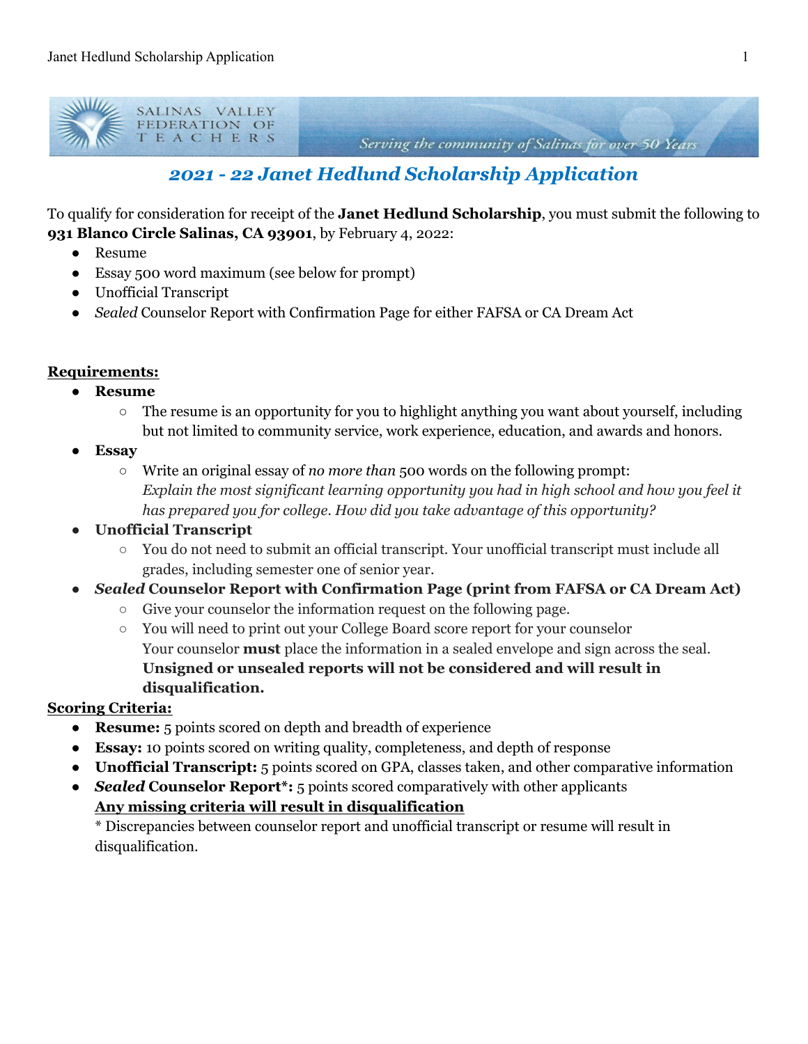SALINAS VALLEY FEDERATION OF TEACHERS

*Serving the community of Salinas for over 50 Years*

## *2021 - 22 Janet Hedlund Scholarship Application*

To qualify for consideration for receipt of the **Janet Hedlund Scholarship**, you must submit the following to **931 Blanco Circle Salinas, CA 93901**, by February 4, 2022:

- Resume
- Essay 500 word maximum (see below for prompt)
- Unofficial Transcript
- *Sealed* Counselor Report with Confirmation Page for either FAFSA or CA Dream Act

**<u>Requirements:</u>**

- **Resume**
  - The resume is an opportunity for you to highlight anything you want about yourself, including but not limited to community service, work experience, education, and awards and honors.
- **Essay**
  - Write an original essay of *no more than* 500 words on the following prompt: *Explain the most significant learning opportunity you had in high school and how you feel it has prepared you for college. How did you take advantage of this opportunity?*
- **Unofficial Transcript**
  - You do not need to submit an official transcript. Your unofficial transcript must include all grades, including semester one of senior year.
- ***Sealed* Counselor Report with Confirmation Page (print from FAFSA or CA Dream Act)**
  - Give your counselor the information request on the following page.
  - You will need to print out your College Board score report for your counselor
    Your counselor **must** place the information in a sealed envelope and sign across the seal. **Unsigned or unsealed reports will not be considered and will result in disqualification.**

**<u>Scoring Criteria:</u>**

- **Resume:** 5 points scored on depth and breadth of experience
- **Essay:** 10 points scored on writing quality, completeness, and depth of response
- **Unofficial Transcript:** 5 points scored on GPA, classes taken, and other comparative information
- ***Sealed* Counselor Report*:** 5 points scored comparatively with other applicants
  **<u>Any missing criteria will result in disqualification</u>**
  * Discrepancies between counselor report and unofficial transcript or resume will result in disqualification.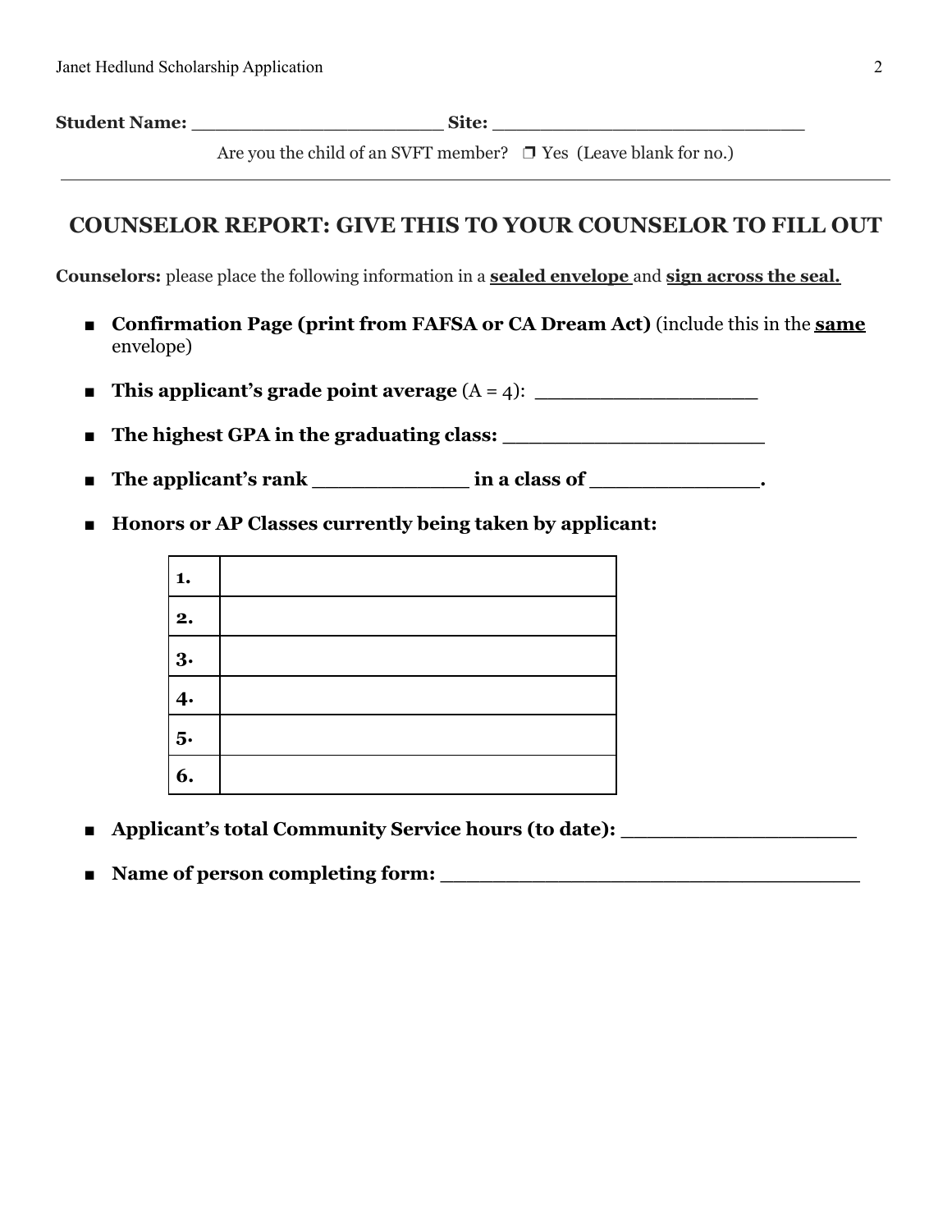**Student Name:** ______________________ **Site:** ____________________________

Are you the child of an SVFT member? ❐ Yes (Leave blank for no.)

---

## COUNSELOR REPORT: GIVE THIS TO YOUR COUNSELOR TO FILL OUT

**Counselors:** please place the following information in a **sealed envelope** and **sign across the seal.**

- **Confirmation Page (print from FAFSA or CA Dream Act)** (include this in the **same** envelope)
- **This applicant's grade point average** (A = 4): _________________
- **The highest GPA in the graduating class:** ____________________
- **The applicant's rank** ____________ **in a class of** _____________.
- **Honors or AP Classes currently being taken by applicant:**

| | |
|---|---|
| **1.** | |
| **2.** | |
| **3.** | |
| **4.** | |
| **5.** | |
| **6.** | |

- **Applicant's total Community Service hours (to date):** __________________
- **Name of person completing form:** ________________________________